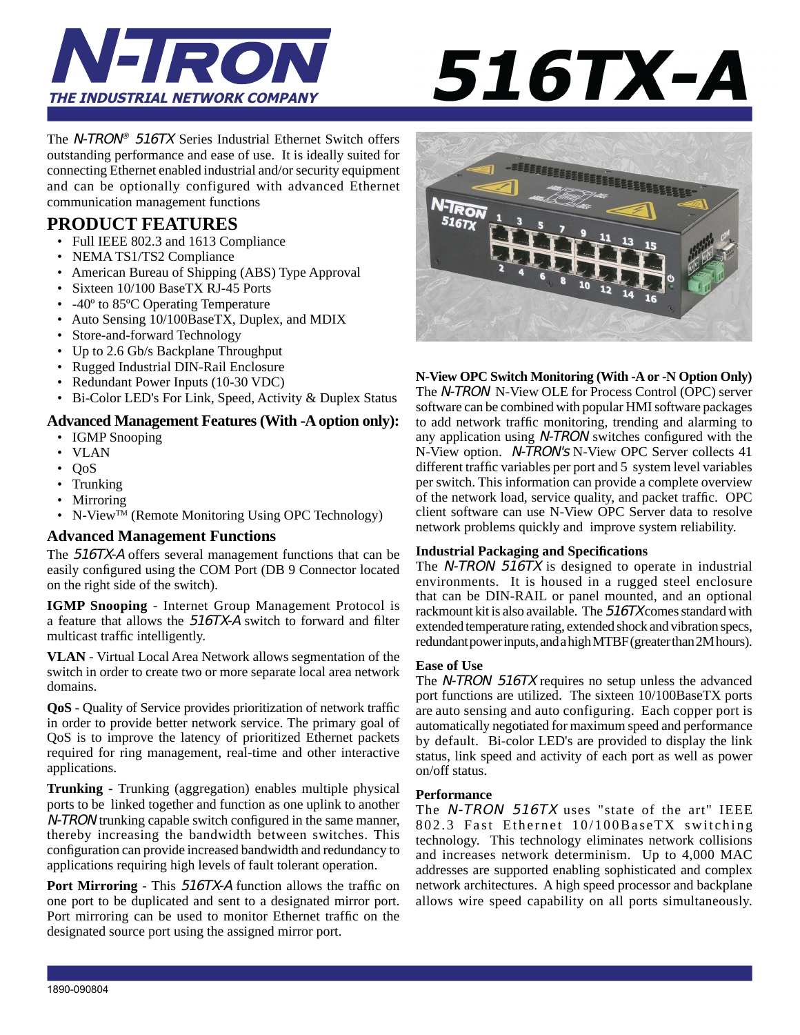# N-TRON

**THE INDUSTRIAL NETWORK COMPANY**

# 516TX-A

The *N-TRON*® *516TX* Series Industrial Ethernet Switch offers outstanding performance and ease of use. It is ideally suited for connecting Ethernet enabled industrial and/or security equipment and can be optionally configured with advanced Ethernet communication management functions

## PRODUCT FEATURES

- Full IEEE 802.3 and 1613 Compliance
- NEMA TS1/TS2 Compliance
- American Bureau of Shipping (ABS) Type Approval
- Sixteen 10/100 BaseTX RJ-45 Ports
- -40º to 85ºC Operating Temperature
- Auto Sensing 10/100BaseTX, Duplex, and MDIX
- Store-and-forward Technology
- Up to 2.6 Gb/s Backplane Throughput
- Rugged Industrial DIN-Rail Enclosure
- Redundant Power Inputs (10-30 VDC)
- Bi-Color LED's For Link, Speed, Activity & Duplex Status

### Advanced Management Features (With -A option only):

- IGMP Snooping
- VLAN
- QoS
- Trunking
- Mirroring
- N-View™ (Remote Monitoring Using OPC Technology)

### Advanced Management Functions

The *516TX-A* offers several management functions that can be easily configured using the COM Port (DB 9 Connector located on the right side of the switch).

**IGMP Snooping** - Internet Group Management Protocol is a feature that allows the *516TX-A* switch to forward and filter multicast traffic intelligently.

**VLAN** - Virtual Local Area Network allows segmentation of the switch in order to create two or more separate local area network domains.

**QoS** - Quality of Service provides prioritization of network traffic in order to provide better network service. The primary goal of QoS is to improve the latency of prioritized Ethernet packets required for ring management, real-time and other interactive applications.

**Trunking** - Trunking (aggregation) enables multiple physical ports to be linked together and function as one uplink to another *N-TRON* trunking capable switch configured in the same manner, thereby increasing the bandwidth between switches. This configuration can provide increased bandwidth and redundancy to applications requiring high levels of fault tolerant operation.

**Port Mirroring** - This *516TX-A* function allows the traffic on one port to be duplicated and sent to a designated mirror port. Port mirroring can be used to monitor Ethernet traffic on the designated source port using the assigned mirror port.

### N-View OPC Switch Monitoring (With -A or -N Option Only)

The *N-TRON* N-View OLE for Process Control (OPC) server software can be combined with popular HMI software packages to add network traffic monitoring, trending and alarming to any application using *N-TRON* switches configured with the N-View option. *N-TRON's* N-View OPC Server collects 41 different traffic variables per port and 5 system level variables per switch. This information can provide a complete overview of the network load, service quality, and packet traffic. OPC client software can use N-View OPC Server data to resolve network problems quickly and improve system reliability.

### Industrial Packaging and Specifications

The *N-TRON 516TX* is designed to operate in industrial environments. It is housed in a rugged steel enclosure that can be DIN-RAIL or panel mounted, and an optional rackmount kit is also available. The *516TX* comes standard with extended temperature rating, extended shock and vibration specs, redundant power inputs, and a high MTBF (greater than 2M hours).

### Ease of Use

The *N-TRON 516TX* requires no setup unless the advanced port functions are utilized. The sixteen 10/100BaseTX ports are auto sensing and auto configuring. Each copper port is automatically negotiated for maximum speed and performance by default. Bi-color LED's are provided to display the link status, link speed and activity of each port as well as power on/off status.

### Performance

The *N-TRON 516TX* uses "state of the art" IEEE 802.3 Fast Ethernet 10/100BaseTX switching technology. This technology eliminates network collisions and increases network determinism. Up to 4,000 MAC addresses are supported enabling sophisticated and complex network architectures. A high speed processor and backplane allows wire speed capability on all ports simultaneously.

1890-090804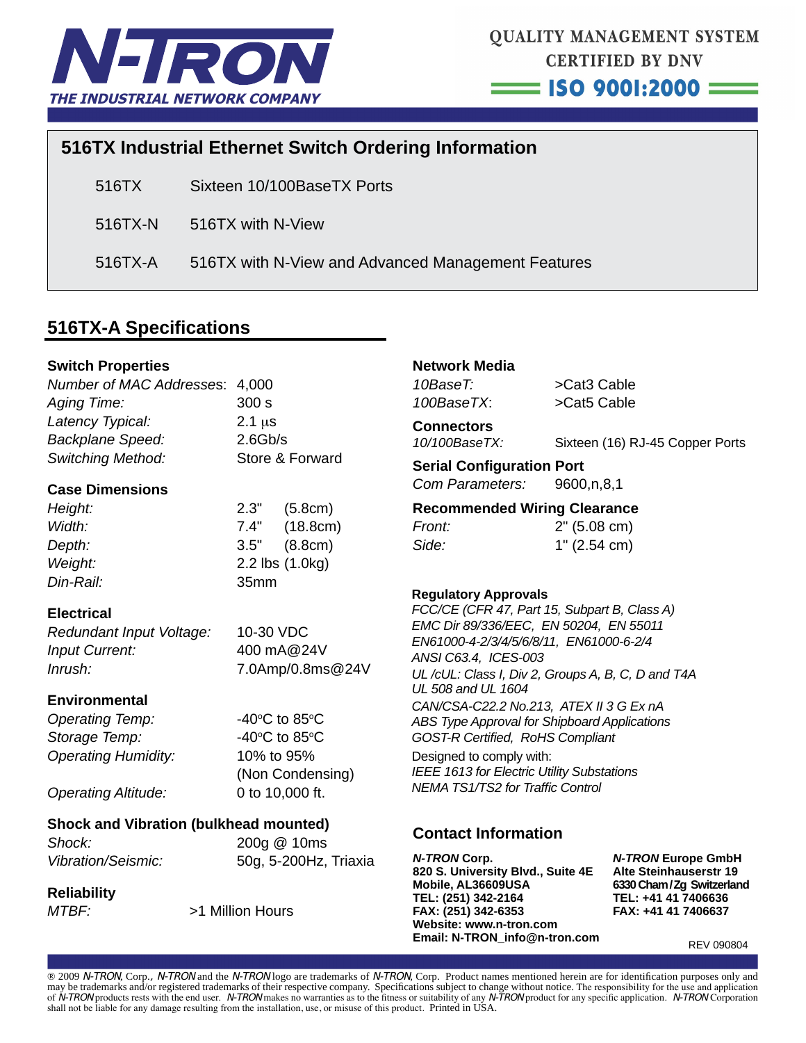N-TRON
THE INDUSTRIAL NETWORK COMPANY

QUALITY MANAGEMENT SYSTEM
CERTIFIED BY DNV
ISO 9001:2000

## 516TX Industrial Ethernet Switch Ordering Information

| | |
|---|---|
| 516TX | Sixteen 10/100BaseTX Ports |
| 516TX-N | 516TX with N-View |
| 516TX-A | 516TX with N-View and Advanced Management Features |

## 516TX-A Specifications

### Switch Properties

| | |
|---|---|
| *Number of MAC Addresses*: | 4,000 |
| *Aging Time:* | 300 s |
| *Latency Typical:* | 2.1 µs |
| *Backplane Speed:* | 2.6Gb/s |
| *Switching Method:* | Store & Forward |

### Case Dimensions

| | |
|---|---|
| *Height:* | 2.3" (5.8cm) |
| *Width:* | 7.4" (18.8cm) |
| *Depth:* | 3.5" (8.8cm) |
| *Weight:* | 2.2 lbs (1.0kg) |
| *Din-Rail:* | 35mm |

### Electrical

| | |
|---|---|
| *Redundant Input Voltage:* | 10-30 VDC |
| *Input Current:* | 400 mA@24V |
| *Inrush:* | 7.0Amp/0.8ms@24V |

### Environmental

| | |
|---|---|
| *Operating Temp:* | -40°C to 85°C |
| *Storage Temp:* | -40°C to 85°C |
| *Operating Humidity:* | 10% to 95% (Non Condensing) |
| *Operating Altitude:* | 0 to 10,000 ft. |

### Shock and Vibration (bulkhead mounted)

| | |
|---|---|
| *Shock:* | 200g @ 10ms |
| *Vibration/Seismic:* | 50g, 5-200Hz, Triaxia |

### Reliability

| | |
|---|---|
| *MTBF:* | >1 Million Hours |

### Network Media

| | |
|---|---|
| *10BaseT:* | >Cat3 Cable |
| *100BaseTX*: | >Cat5 Cable |

### Connectors

| | |
|---|---|
| *10/100BaseTX:* | Sixteen (16) RJ-45 Copper Ports |

### Serial Configuration Port

| | |
|---|---|
| *Com Parameters:* | 9600,n,8,1 |

### Recommended Wiring Clearance

| | |
|---|---|
| *Front:* | 2" (5.08 cm) |
| *Side:* | 1" (2.54 cm) |

### Regulatory Approvals

*FCC/CE (CFR 47, Part 15, Subpart B, Class A)*
*EMC Dir 89/336/EEC, EN 50204, EN 55011*
*EN61000-4-2/3/4/5/6/8/11, EN61000-6-2/4*
*ANSI C63.4, ICES-003*
*UL /cUL: Class I, Div 2, Groups A, B, C, D and T4A*
*UL 508 and UL 1604*
*CAN/CSA-C22.2 No.213, ATEX II 3 G Ex nA*
*ABS Type Approval for Shipboard Applications*
*GOST-R Certified, RoHS Compliant*

Designed to comply with:
*IEEE 1613 for Electric Utility Substations*
*NEMA TS1/TS2 for Traffic Control*

## Contact Information

***N-TRON* Corp.**
**820 S. University Blvd., Suite 4E**
**Mobile, AL36609USA**
**TEL: (251) 342-2164**
**FAX: (251) 342-6353**
**Website: www.n-tron.com**
**Email: N-TRON_info@n-tron.com**

***N-TRON* Europe GmbH**
**Alte Steinhauserstr 19**
**6330 Cham/Zg Switzerland**
**TEL: +41 41 7406636**
**FAX: +41 41 7406637**

REV 090804

® 2009 *N-TRON*, Corp., *N-TRON* and the *N-TRON* logo are trademarks of *N-TRON*, Corp. Product names mentioned herein are for identification purposes only and may be trademarks and/or registered trademarks of their respective company. Specifications subject to change without notice. The responsibility for the use and application of *N-TRON* products rests with the end user. *N-TRON* makes no warranties as to the fitness or suitability of any *N-TRON* product for any specific application. *N-TRON* Corporation shall not be liable for any damage resulting from the installation, use, or misuse of this product. Printed in USA.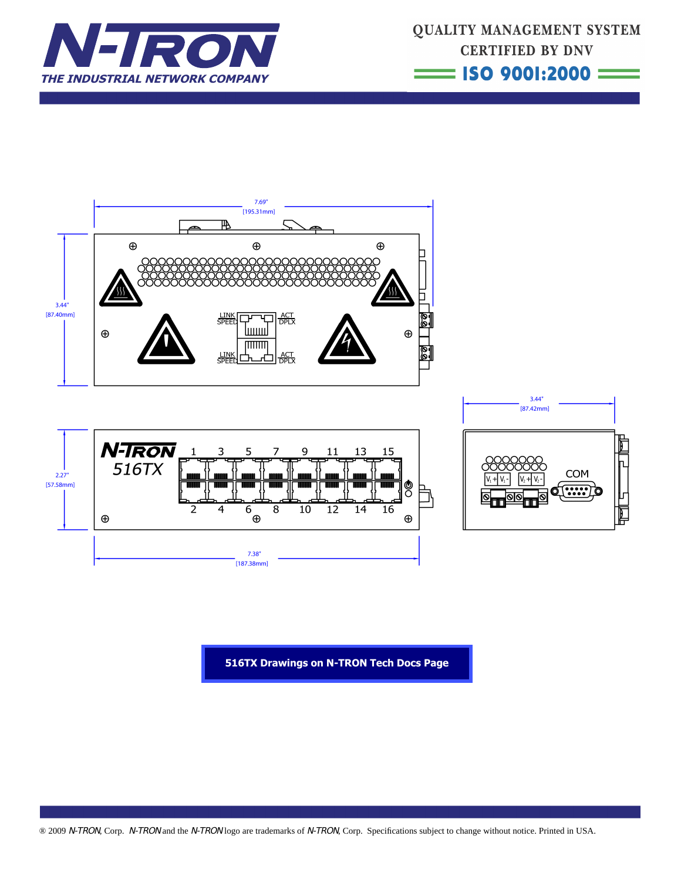N-TRON THE INDUSTRIAL NETWORK COMPANY

QUALITY MANAGEMENT SYSTEM CERTIFIED BY DNV

ISO 9001:2000

7.69"
[195.31mm]

3.44"
[87.40mm]

LINK
SPEED

ACT
DPLX

LINK
SPEED

ACT
DPLX

3.44"
[87.42mm]

2.27"
[57.58mm]

N-TRON
516TX

1 3 5 7 9 11 13 15

2 4 6 8 10 12 14 16

V1 + V1 -
V2 + V2 -

COM

7.38"
[187.38mm]

**516TX Drawings on N-TRON Tech Docs Page**

® 2009 *N-TRON*, Corp. *N-TRON* and the *N-TRON* logo are trademarks of *N-TRON*, Corp. Specifications subject to change without notice. Printed in USA.